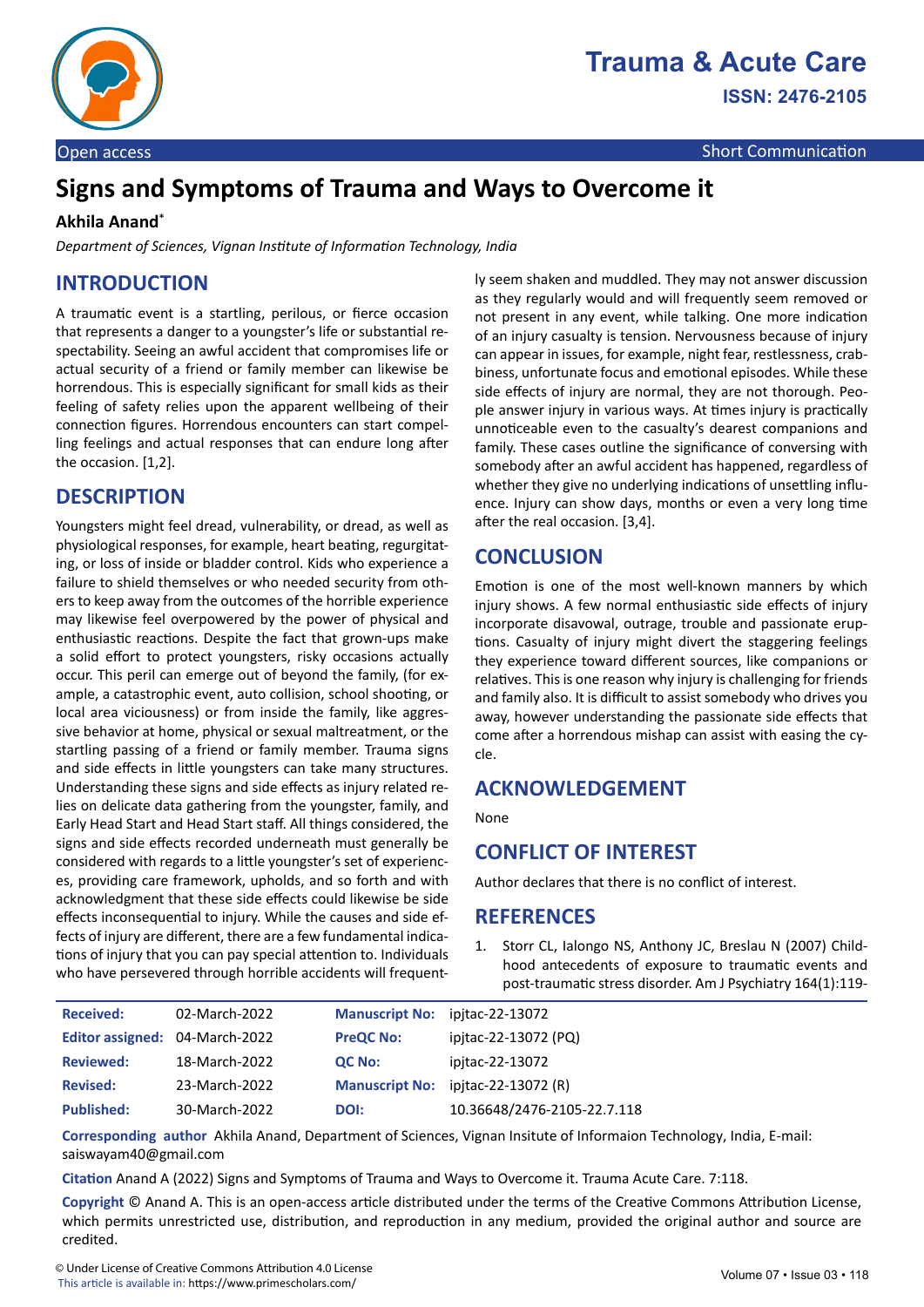# Signs and Symptoms of Trauma and Ways to Overcome it

**Akhila Anand***

*Department of Sciences, Vignan Institute of Information Technology, India*

## INTRODUCTION

A traumatic event is a startling, perilous, or fierce occasion that represents a danger to a youngster's life or substantial respectability. Seeing an awful accident that compromises life or actual security of a friend or family member can likewise be horrendous. This is especially significant for small kids as their feeling of safety relies upon the apparent wellbeing of their connection figures. Horrendous encounters can start compelling feelings and actual responses that can endure long after the occasion. [1,2].

## DESCRIPTION

Youngsters might feel dread, vulnerability, or dread, as well as physiological responses, for example, heart beating, regurgitating, or loss of inside or bladder control. Kids who experience a failure to shield themselves or who needed security from others to keep away from the outcomes of the horrible experience may likewise feel overpowered by the power of physical and enthusiastic reactions. Despite the fact that grown-ups make a solid effort to protect youngsters, risky occasions actually occur. This peril can emerge out of beyond the family, (for example, a catastrophic event, auto collision, school shooting, or local area viciousness) or from inside the family, like aggressive behavior at home, physical or sexual maltreatment, or the startling passing of a friend or family member. Trauma signs and side effects in little youngsters can take many structures. Understanding these signs and side effects as injury related relies on delicate data gathering from the youngster, family, and Early Head Start and Head Start staff. All things considered, the signs and side effects recorded underneath must generally be considered with regards to a little youngster's set of experiences, providing care framework, upholds, and so forth and with acknowledgment that these side effects could likewise be side effects inconsequential to injury. While the causes and side effects of injury are different, there are a few fundamental indications of injury that you can pay special attention to. Individuals who have persevered through horrible accidents will frequently seem shaken and muddled. They may not answer discussion as they regularly would and will frequently seem removed or not present in any event, while talking. One more indication of an injury casualty is tension. Nervousness because of injury can appear in issues, for example, night fear, restlessness, crabbiness, unfortunate focus and emotional episodes. While these side effects of injury are normal, they are not thorough. People answer injury in various ways. At times injury is practically unnoticeable even to the casualty's dearest companions and family. These cases outline the significance of conversing with somebody after an awful accident has happened, regardless of whether they give no underlying indications of unsettling influence. Injury can show days, months or even a very long time after the real occasion. [3,4].

## CONCLUSION

Emotion is one of the most well-known manners by which injury shows. A few normal enthusiastic side effects of injury incorporate disavowal, outrage, trouble and passionate eruptions. Casualty of injury might divert the staggering feelings they experience toward different sources, like companions or relatives. This is one reason why injury is challenging for friends and family also. It is difficult to assist somebody who drives you away, however understanding the passionate side effects that come after a horrendous mishap can assist with easing the cycle.

## ACKNOWLEDGEMENT

None

## CONFLICT OF INTEREST

Author declares that there is no conflict of interest.

## REFERENCES

1. Storr CL, Ialongo NS, Anthony JC, Breslau N (2007) Childhood antecedents of exposure to traumatic events and post-traumatic stress disorder. Am J Psychiatry 164(1):119-

| | | | |
|---|---|---|---|
| **Received:** | 02-March-2022 | **Manuscript No:** | ipjtac-22-13072 |
| **Editor assigned:** | 04-March-2022 | **PreQC No:** | ipjtac-22-13072 (PQ) |
| **Reviewed:** | 18-March-2022 | **QC No:** | ipjtac-22-13072 |
| **Revised:** | 23-March-2022 | **Manuscript No:** | ipjtac-22-13072 (R) |
| **Published:** | 30-March-2022 | **DOI:** | 10.36648/2476-2105-22.7.118 |

**Corresponding author** Akhila Anand, Department of Sciences, Vignan Insitute of Informaion Technology, India, E-mail: saiswayam40@gmail.com

**Citation** Anand A (2022) Signs and Symptoms of Trauma and Ways to Overcome it. Trauma Acute Care. 7:118.

**Copyright** © Anand A. This is an open-access article distributed under the terms of the Creative Commons Attribution License, which permits unrestricted use, distribution, and reproduction in any medium, provided the original author and source are credited.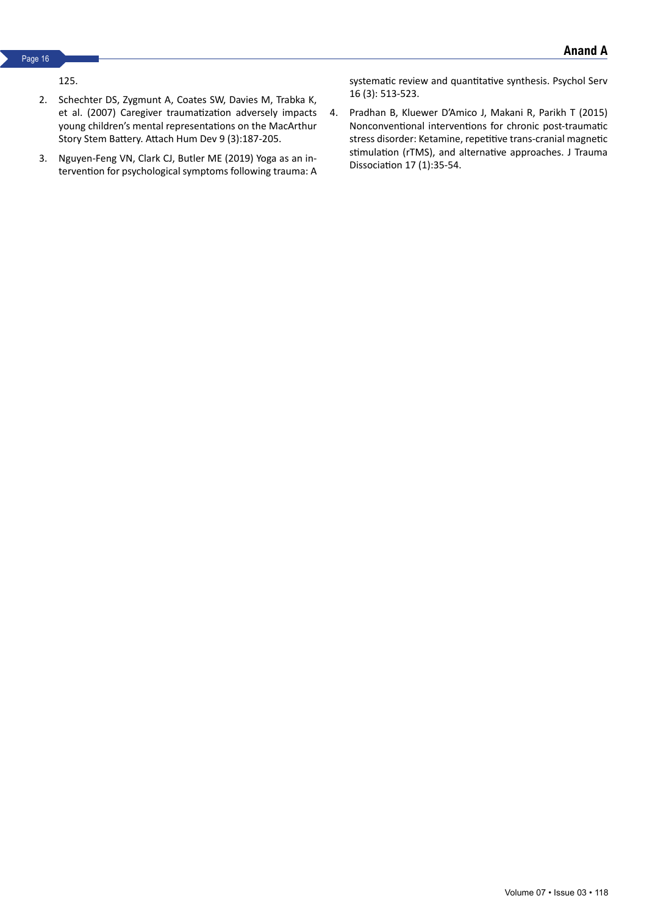125.

2. Schechter DS, Zygmunt A, Coates SW, Davies M, Trabka K, et al. (2007) Caregiver traumatization adversely impacts young children's mental representations on the MacArthur Story Stem Battery. Attach Hum Dev 9 (3):187-205.

3. Nguyen-Feng VN, Clark CJ, Butler ME (2019) Yoga as an intervention for psychological symptoms following trauma: A systematic review and quantitative synthesis. Psychol Serv 16 (3): 513-523.

4. Pradhan B, Kluewer D'Amico J, Makani R, Parikh T (2015) Nonconventional interventions for chronic post-traumatic stress disorder: Ketamine, repetitive trans-cranial magnetic stimulation (rTMS), and alternative approaches. J Trauma Dissociation 17 (1):35-54.